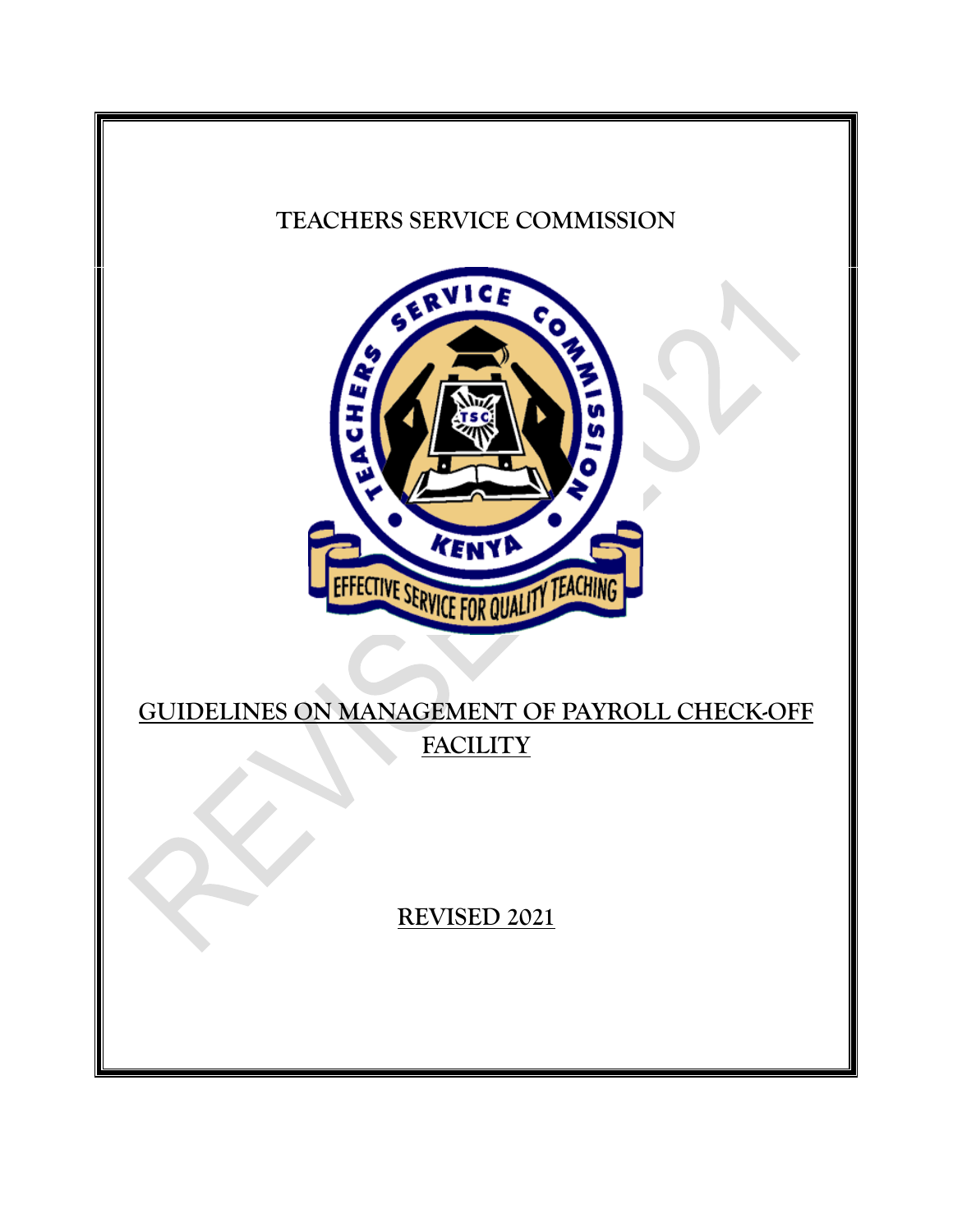# TEACHERS SERVICE COMMISSION

## GUIDELINES ON MANAGEMENT OF PAYROLL CHECK-OFF FACILITY

**REVISED 2021**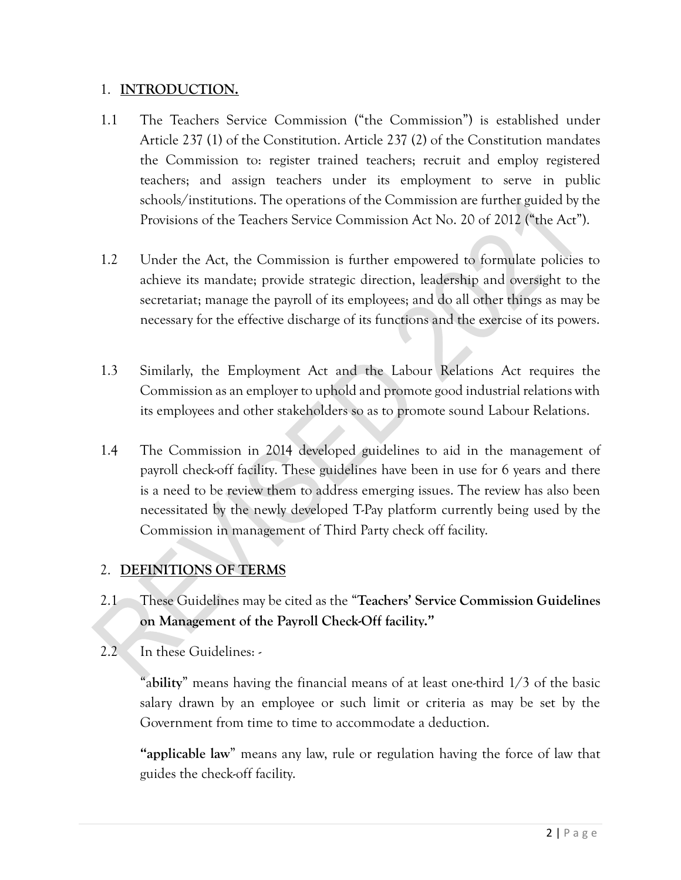## 1. INTRODUCTION.

1.1 The Teachers Service Commission ("the Commission") is established under Article 237 (1) of the Constitution. Article 237 (2) of the Constitution mandates the Commission to: register trained teachers; recruit and employ registered teachers; and assign teachers under its employment to serve in public schools/institutions. The operations of the Commission are further guided by the Provisions of the Teachers Service Commission Act No. 20 of 2012 ("the Act").

1.2 Under the Act, the Commission is further empowered to formulate policies to achieve its mandate; provide strategic direction, leadership and oversight to the secretariat; manage the payroll of its employees; and do all other things as may be necessary for the effective discharge of its functions and the exercise of its powers.

1.3 Similarly, the Employment Act and the Labour Relations Act requires the Commission as an employer to uphold and promote good industrial relations with its employees and other stakeholders so as to promote sound Labour Relations.

1.4 The Commission in 2014 developed guidelines to aid in the management of payroll check-off facility. These guidelines have been in use for 6 years and there is a need to be review them to address emerging issues. The review has also been necessitated by the newly developed T-Pay platform currently being used by the Commission in management of Third Party check off facility.

## 2. DEFINITIONS OF TERMS

2.1 These Guidelines may be cited as the "**Teachers' Service Commission Guidelines on Management of the Payroll Check-Off facility.**"

2.2 In these Guidelines: -

"a**bility**" means having the financial means of at least one-third 1/3 of the basic salary drawn by an employee or such limit or criteria as may be set by the Government from time to time to accommodate a deduction.

**"applicable law**" means any law, rule or regulation having the force of law that guides the check-off facility.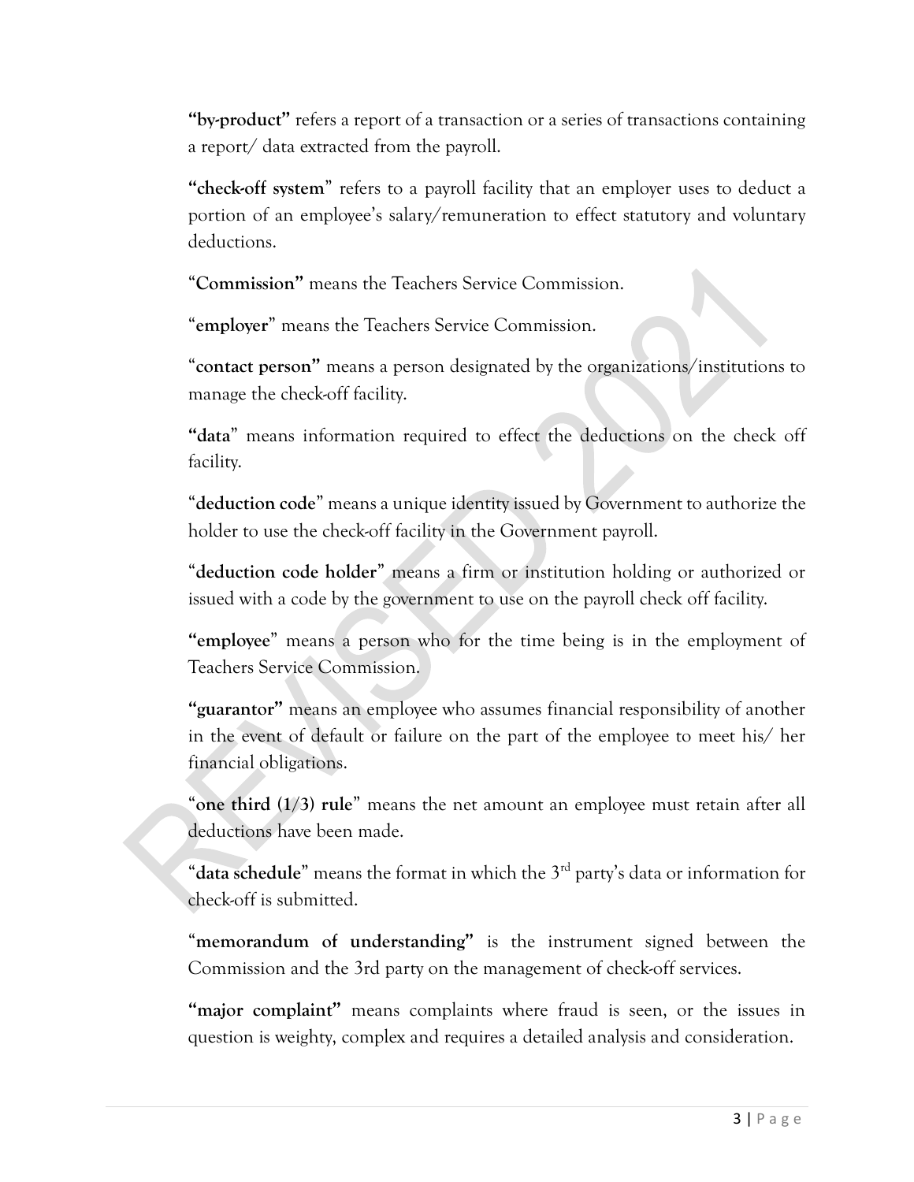**"by-product"** refers a report of a transaction or a series of transactions containing a report/ data extracted from the payroll.

**"check-off system"** refers to a payroll facility that an employer uses to deduct a portion of an employee's salary/remuneration to effect statutory and voluntary deductions.

"**Commission"** means the Teachers Service Commission.

"**employer**" means the Teachers Service Commission.

"**contact person"** means a person designated by the organizations/institutions to manage the check-off facility.

**"data"** means information required to effect the deductions on the check off facility.

"**deduction code**" means a unique identity issued by Government to authorize the holder to use the check-off facility in the Government payroll.

"**deduction code holder**" means a firm or institution holding or authorized or issued with a code by the government to use on the payroll check off facility.

**"employee"** means a person who for the time being is in the employment of Teachers Service Commission.

**"guarantor"** means an employee who assumes financial responsibility of another in the event of default or failure on the part of the employee to meet his/ her financial obligations.

"**one third (1/3) rule**" means the net amount an employee must retain after all deductions have been made.

"**data schedule**" means the format in which the 3rd party's data or information for check-off is submitted.

"**memorandum of understanding"** is the instrument signed between the Commission and the 3rd party on the management of check-off services.

**"major complaint"** means complaints where fraud is seen, or the issues in question is weighty, complex and requires a detailed analysis and consideration.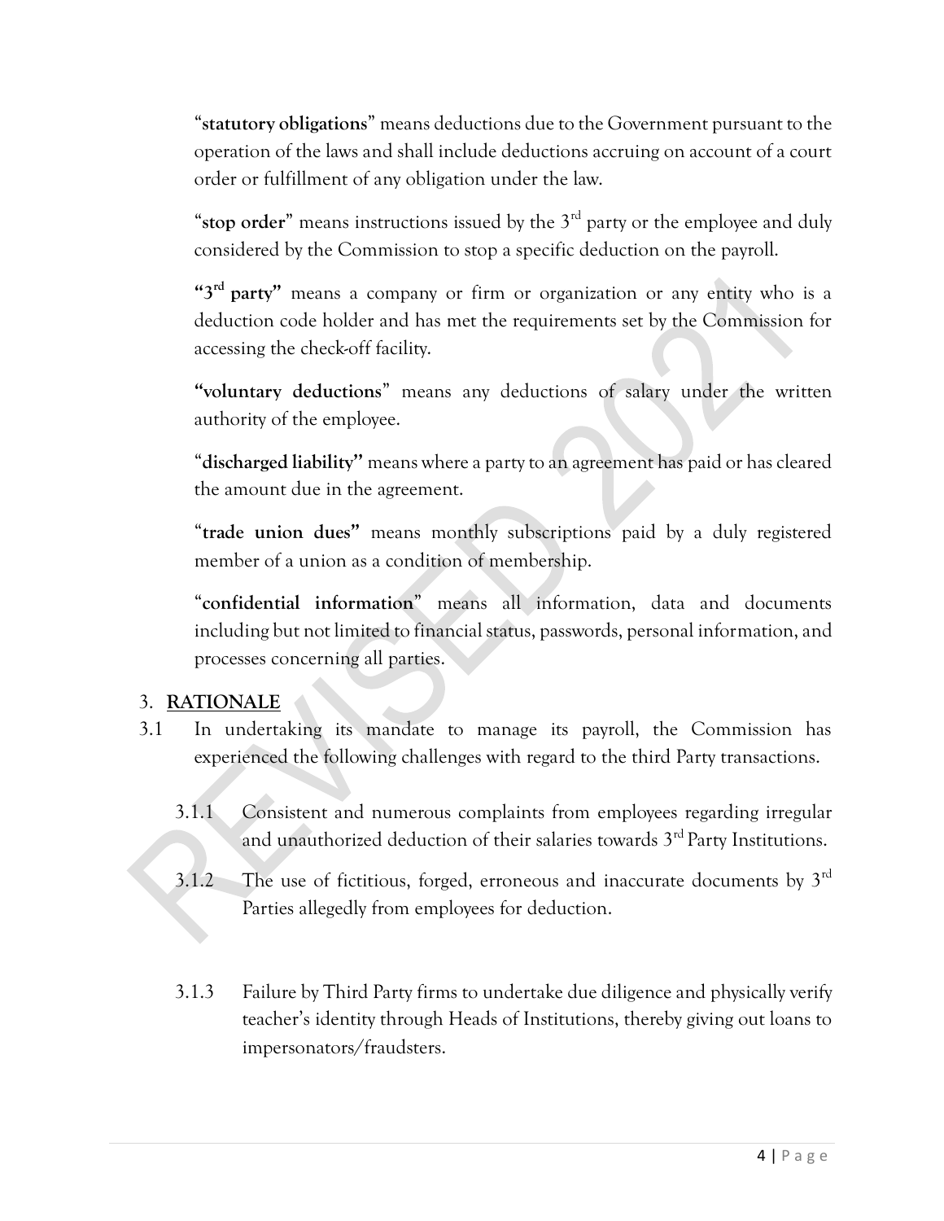"**statutory obligations**" means deductions due to the Government pursuant to the operation of the laws and shall include deductions accruing on account of a court order or fulfillment of any obligation under the law.

"**stop order**" means instructions issued by the 3rd party or the employee and duly considered by the Commission to stop a specific deduction on the payroll.

**"3rd party"** means a company or firm or organization or any entity who is a deduction code holder and has met the requirements set by the Commission for accessing the check-off facility.

**"voluntary deductions**" means any deductions of salary under the written authority of the employee.

"**discharged liability"** means where a party to an agreement has paid or has cleared the amount due in the agreement.

"**trade union dues"** means monthly subscriptions paid by a duly registered member of a union as a condition of membership.

"**confidential information**" means all information, data and documents including but not limited to financial status, passwords, personal information, and processes concerning all parties.

## 3. RATIONALE

3.1 In undertaking its mandate to manage its payroll, the Commission has experienced the following challenges with regard to the third Party transactions.

3.1.1 Consistent and numerous complaints from employees regarding irregular and unauthorized deduction of their salaries towards 3rd Party Institutions.

3.1.2 The use of fictitious, forged, erroneous and inaccurate documents by 3rd Parties allegedly from employees for deduction.

3.1.3 Failure by Third Party firms to undertake due diligence and physically verify teacher's identity through Heads of Institutions, thereby giving out loans to impersonators/fraudsters.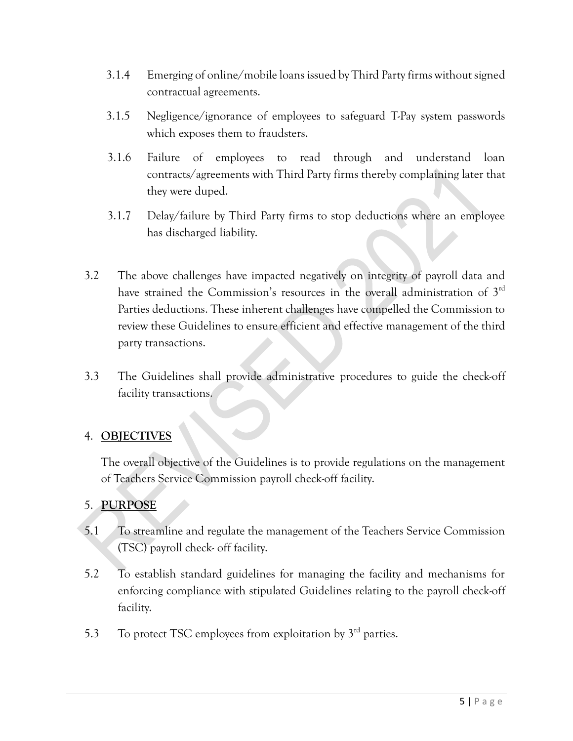3.1.4 Emerging of online/mobile loans issued by Third Party firms without signed contractual agreements.

3.1.5 Negligence/ignorance of employees to safeguard T-Pay system passwords which exposes them to fraudsters.

3.1.6 Failure of employees to read through and understand loan contracts/agreements with Third Party firms thereby complaining later that they were duped.

3.1.7 Delay/failure by Third Party firms to stop deductions where an employee has discharged liability.

3.2 The above challenges have impacted negatively on integrity of payroll data and have strained the Commission's resources in the overall administration of 3rd Parties deductions. These inherent challenges have compelled the Commission to review these Guidelines to ensure efficient and effective management of the third party transactions.

3.3 The Guidelines shall provide administrative procedures to guide the check-off facility transactions.

## 4. OBJECTIVES

The overall objective of the Guidelines is to provide regulations on the management of Teachers Service Commission payroll check-off facility.

## 5. PURPOSE

5.1 To streamline and regulate the management of the Teachers Service Commission (TSC) payroll check- off facility.

5.2 To establish standard guidelines for managing the facility and mechanisms for enforcing compliance with stipulated Guidelines relating to the payroll check-off facility.

5.3 To protect TSC employees from exploitation by 3rd parties.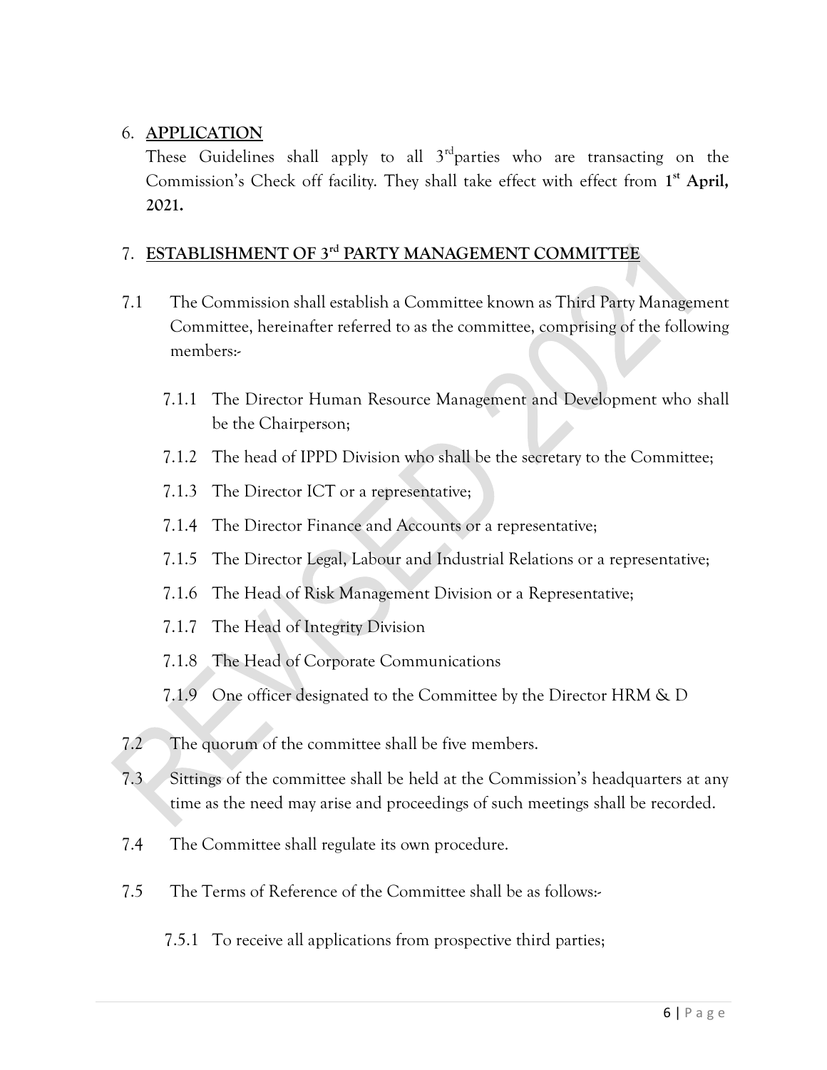## 6. APPLICATION

These Guidelines shall apply to all 3rd parties who are transacting on the Commission's Check off facility. They shall take effect with effect from **1st April, 2021.**

## 7. ESTABLISHMENT OF 3rd PARTY MANAGEMENT COMMITTEE

7.1 The Commission shall establish a Committee known as Third Party Management Committee, hereinafter referred to as the committee, comprising of the following members:-

- 7.1.1 The Director Human Resource Management and Development who shall be the Chairperson;
- 7.1.2 The head of IPPD Division who shall be the secretary to the Committee;
- 7.1.3 The Director ICT or a representative;
- 7.1.4 The Director Finance and Accounts or a representative;
- 7.1.5 The Director Legal, Labour and Industrial Relations or a representative;
- 7.1.6 The Head of Risk Management Division or a Representative;
- 7.1.7 The Head of Integrity Division
- 7.1.8 The Head of Corporate Communications
- 7.1.9 One officer designated to the Committee by the Director HRM & D

7.2 The quorum of the committee shall be five members.

7.3 Sittings of the committee shall be held at the Commission's headquarters at any time as the need may arise and proceedings of such meetings shall be recorded.

7.4 The Committee shall regulate its own procedure.

7.5 The Terms of Reference of the Committee shall be as follows:-

- 7.5.1 To receive all applications from prospective third parties;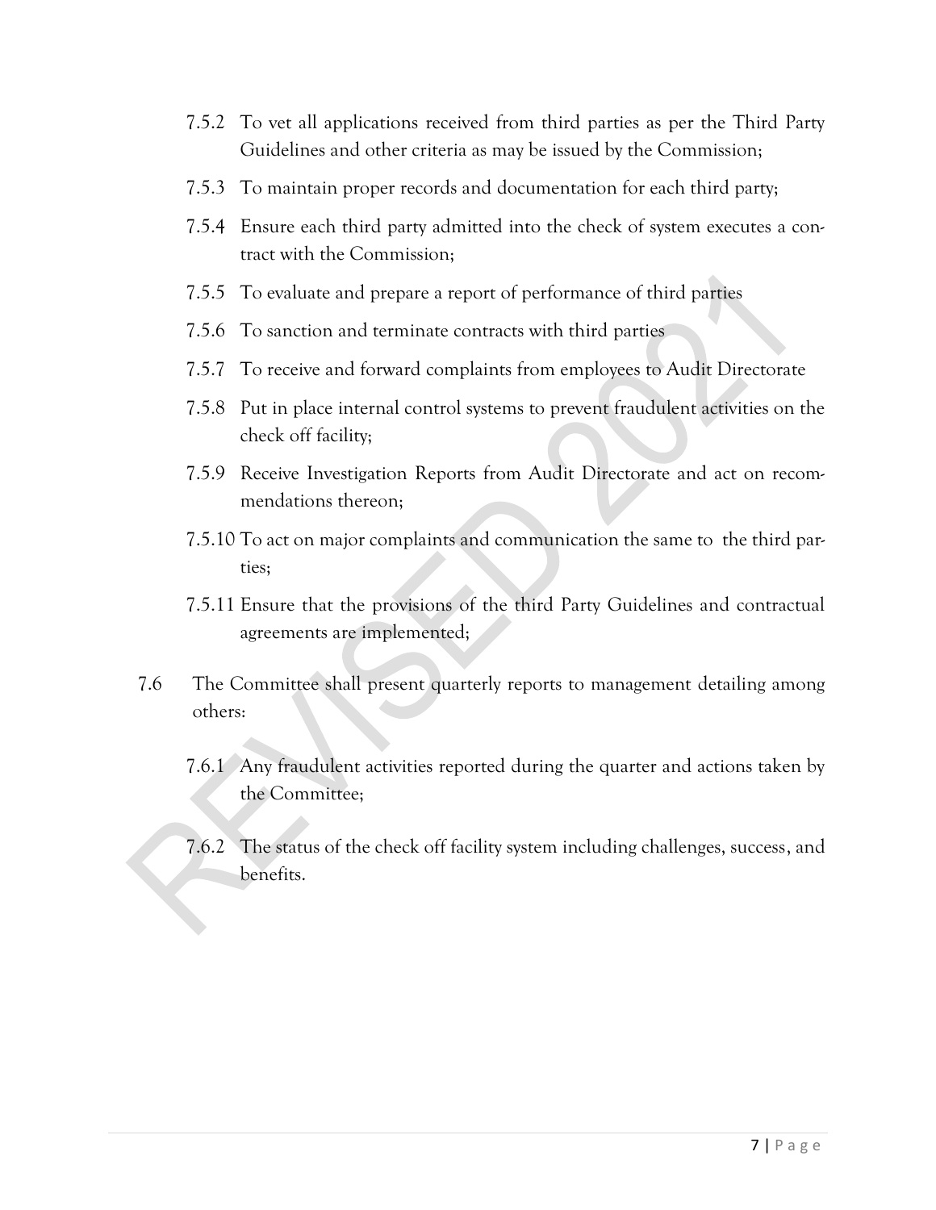7.5.2 To vet all applications received from third parties as per the Third Party Guidelines and other criteria as may be issued by the Commission;

7.5.3 To maintain proper records and documentation for each third party;

7.5.4 Ensure each third party admitted into the check of system executes a contract with the Commission;

7.5.5 To evaluate and prepare a report of performance of third parties

7.5.6 To sanction and terminate contracts with third parties

7.5.7 To receive and forward complaints from employees to Audit Directorate

7.5.8 Put in place internal control systems to prevent fraudulent activities on the check off facility;

7.5.9 Receive Investigation Reports from Audit Directorate and act on recommendations thereon;

7.5.10 To act on major complaints and communication the same to the third parties;

7.5.11 Ensure that the provisions of the third Party Guidelines and contractual agreements are implemented;

7.6 The Committee shall present quarterly reports to management detailing among others:

7.6.1 Any fraudulent activities reported during the quarter and actions taken by the Committee;

7.6.2 The status of the check off facility system including challenges, success, and benefits.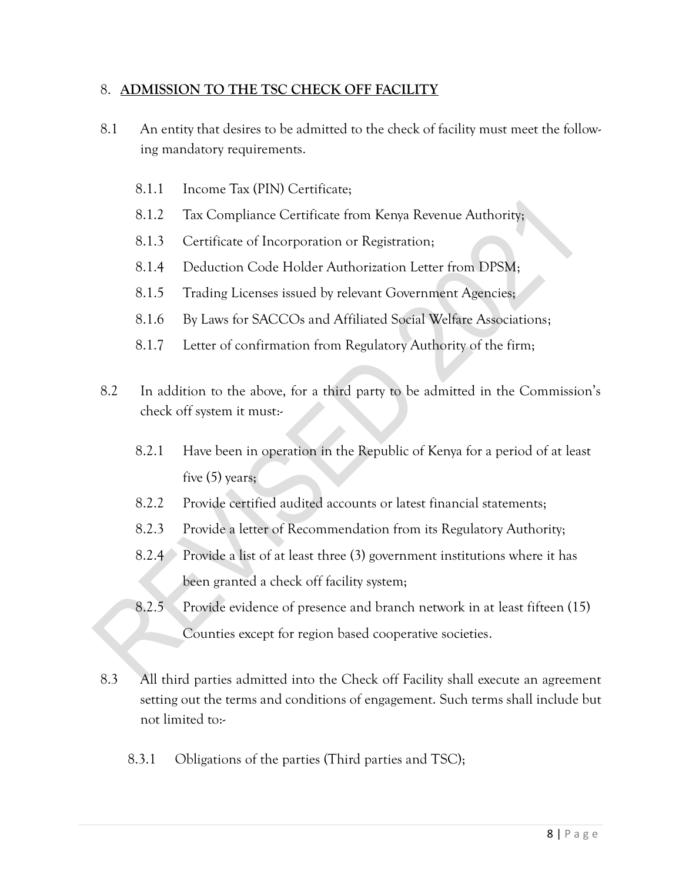## 8. ADMISSION TO THE TSC CHECK OFF FACILITY

8.1 An entity that desires to be admitted to the check of facility must meet the following mandatory requirements.

- 8.1.1 Income Tax (PIN) Certificate;
- 8.1.2 Tax Compliance Certificate from Kenya Revenue Authority;
- 8.1.3 Certificate of Incorporation or Registration;
- 8.1.4 Deduction Code Holder Authorization Letter from DPSM;
- 8.1.5 Trading Licenses issued by relevant Government Agencies;
- 8.1.6 By Laws for SACCOs and Affiliated Social Welfare Associations;
- 8.1.7 Letter of confirmation from Regulatory Authority of the firm;

8.2 In addition to the above, for a third party to be admitted in the Commission's check off system it must:-

- 8.2.1 Have been in operation in the Republic of Kenya for a period of at least five (5) years;
- 8.2.2 Provide certified audited accounts or latest financial statements;
- 8.2.3 Provide a letter of Recommendation from its Regulatory Authority;
- 8.2.4 Provide a list of at least three (3) government institutions where it has been granted a check off facility system;
- 8.2.5 Provide evidence of presence and branch network in at least fifteen (15) Counties except for region based cooperative societies.

8.3 All third parties admitted into the Check off Facility shall execute an agreement setting out the terms and conditions of engagement. Such terms shall include but not limited to:-

- 8.3.1 Obligations of the parties (Third parties and TSC);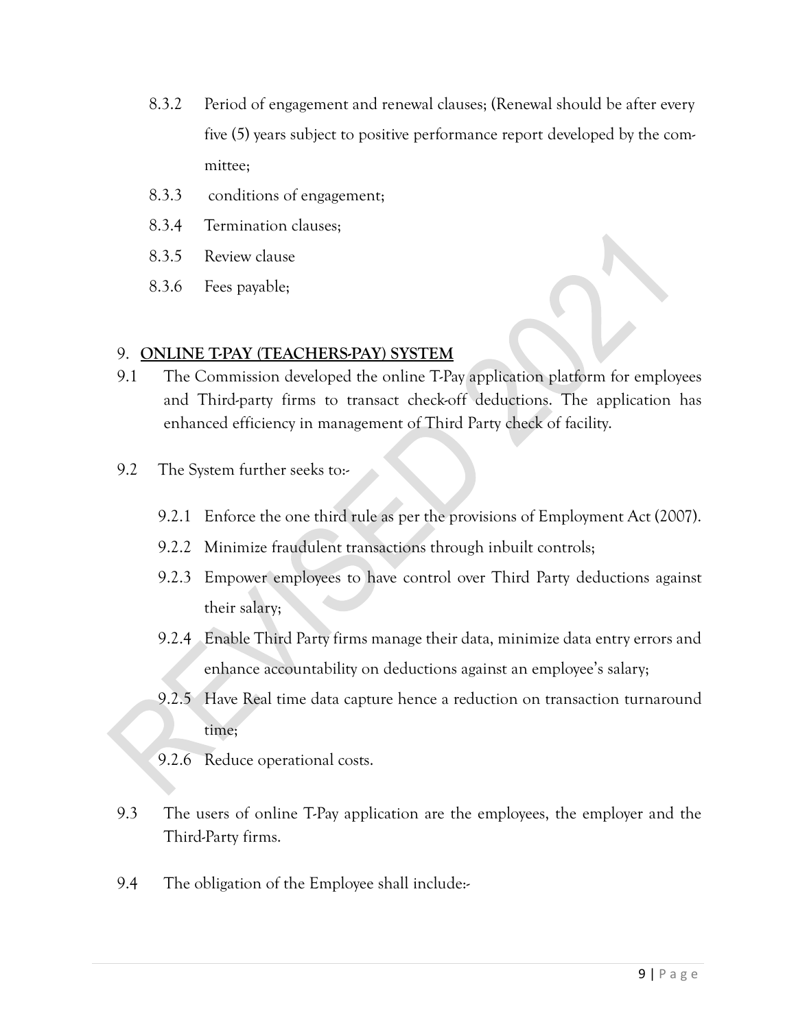8.3.2 Period of engagement and renewal clauses; (Renewal should be after every five (5) years subject to positive performance report developed by the committee;

8.3.3 conditions of engagement;

8.3.4 Termination clauses;

8.3.5 Review clause

8.3.6 Fees payable;

## 9. ONLINE T-PAY (TEACHERS-PAY) SYSTEM

9.1 The Commission developed the online T-Pay application platform for employees and Third-party firms to transact check-off deductions. The application has enhanced efficiency in management of Third Party check of facility.

9.2 The System further seeks to:-

9.2.1 Enforce the one third rule as per the provisions of Employment Act (2007).

9.2.2 Minimize fraudulent transactions through inbuilt controls;

9.2.3 Empower employees to have control over Third Party deductions against their salary;

9.2.4 Enable Third Party firms manage their data, minimize data entry errors and enhance accountability on deductions against an employee's salary;

9.2.5 Have Real time data capture hence a reduction on transaction turnaround time;

9.2.6 Reduce operational costs.

9.3 The users of online T-Pay application are the employees, the employer and the Third-Party firms.

9.4 The obligation of the Employee shall include:-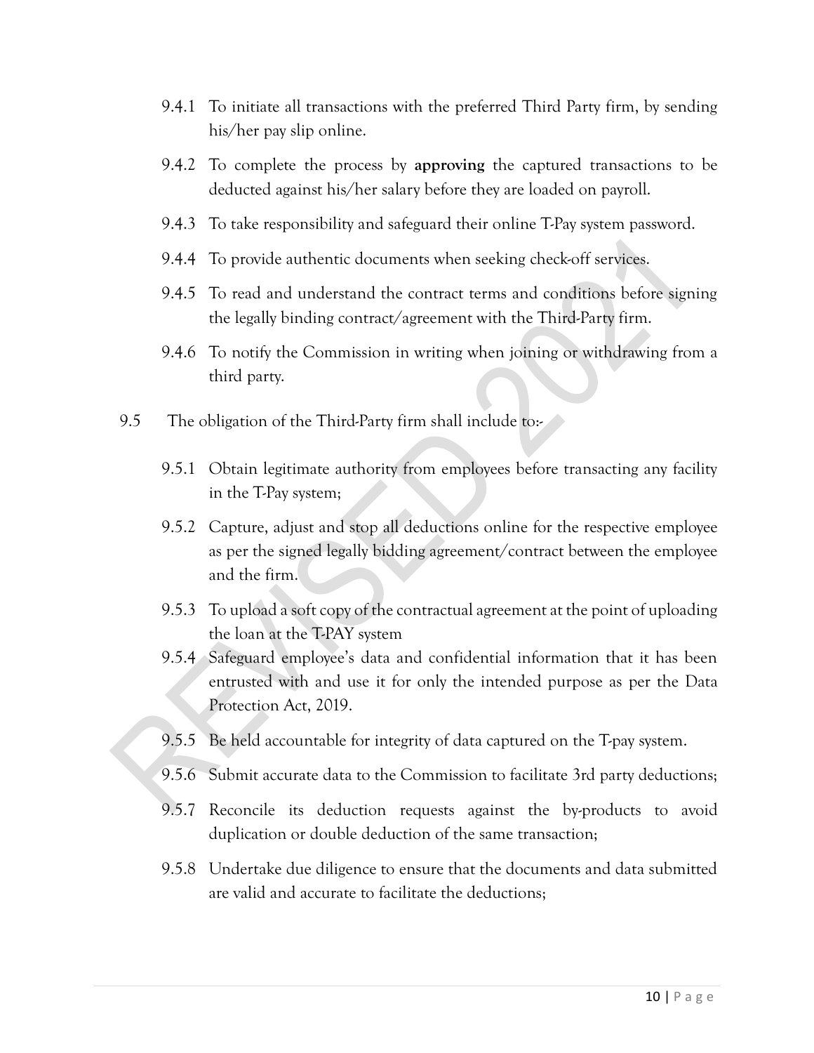9.4.1 To initiate all transactions with the preferred Third Party firm, by sending his/her pay slip online.

9.4.2 To complete the process by **approving** the captured transactions to be deducted against his/her salary before they are loaded on payroll.

9.4.3 To take responsibility and safeguard their online T-Pay system password.

9.4.4 To provide authentic documents when seeking check-off services.

9.4.5 To read and understand the contract terms and conditions before signing the legally binding contract/agreement with the Third-Party firm.

9.4.6 To notify the Commission in writing when joining or withdrawing from a third party.

9.5 The obligation of the Third-Party firm shall include to:-

9.5.1 Obtain legitimate authority from employees before transacting any facility in the T-Pay system;

9.5.2 Capture, adjust and stop all deductions online for the respective employee as per the signed legally bidding agreement/contract between the employee and the firm.

9.5.3 To upload a soft copy of the contractual agreement at the point of uploading the loan at the T-PAY system

9.5.4 Safeguard employee's data and confidential information that it has been entrusted with and use it for only the intended purpose as per the Data Protection Act, 2019.

9.5.5 Be held accountable for integrity of data captured on the T-pay system.

9.5.6 Submit accurate data to the Commission to facilitate 3rd party deductions;

9.5.7 Reconcile its deduction requests against the by-products to avoid duplication or double deduction of the same transaction;

9.5.8 Undertake due diligence to ensure that the documents and data submitted are valid and accurate to facilitate the deductions;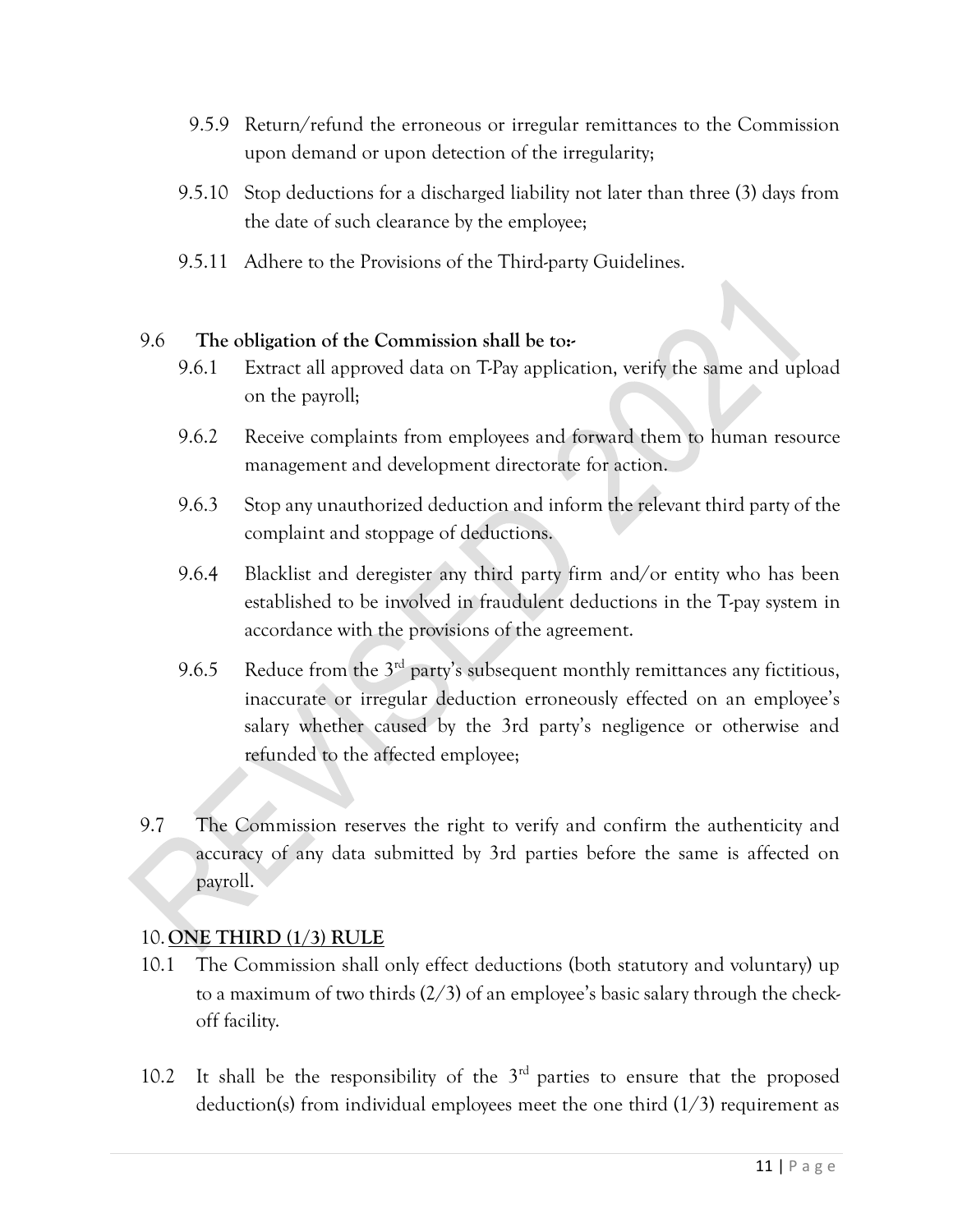9.5.9 Return/refund the erroneous or irregular remittances to the Commission upon demand or upon detection of the irregularity;

9.5.10 Stop deductions for a discharged liability not later than three (3) days from the date of such clearance by the employee;

9.5.11 Adhere to the Provisions of the Third-party Guidelines.

9.6 **The obligation of the Commission shall be to:-**

9.6.1 Extract all approved data on T-Pay application, verify the same and upload on the payroll;

9.6.2 Receive complaints from employees and forward them to human resource management and development directorate for action.

9.6.3 Stop any unauthorized deduction and inform the relevant third party of the complaint and stoppage of deductions.

9.6.4 Blacklist and deregister any third party firm and/or entity who has been established to be involved in fraudulent deductions in the T-pay system in accordance with the provisions of the agreement.

9.6.5 Reduce from the 3rd party's subsequent monthly remittances any fictitious, inaccurate or irregular deduction erroneously effected on an employee's salary whether caused by the 3rd party's negligence or otherwise and refunded to the affected employee;

9.7 The Commission reserves the right to verify and confirm the authenticity and accuracy of any data submitted by 3rd parties before the same is affected on payroll.

## 10. ONE THIRD (1/3) RULE

10.1 The Commission shall only effect deductions (both statutory and voluntary) up to a maximum of two thirds (2/3) of an employee's basic salary through the check-off facility.

10.2 It shall be the responsibility of the 3rd parties to ensure that the proposed deduction(s) from individual employees meet the one third (1/3) requirement as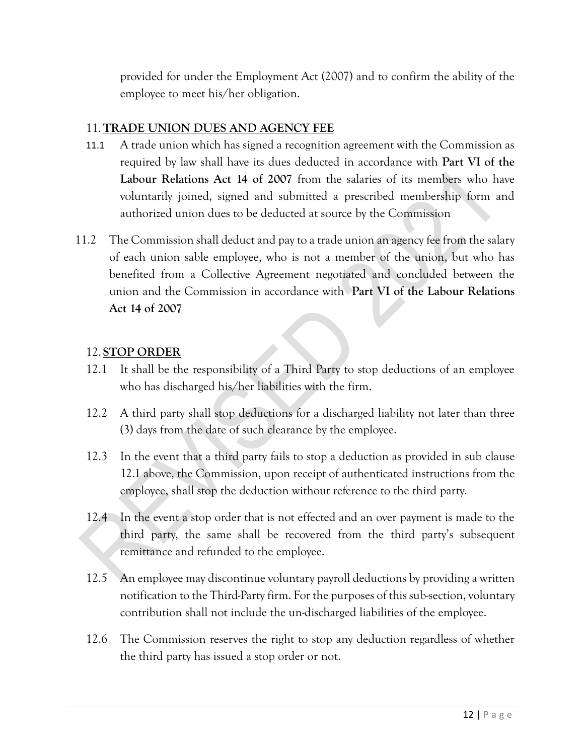provided for under the Employment Act (2007) and to confirm the ability of the employee to meet his/her obligation.

## 11. TRADE UNION DUES AND AGENCY FEE

11.1 A trade union which has signed a recognition agreement with the Commission as required by law shall have its dues deducted in accordance with **Part VI of the Labour Relations Act 14 of 2007** from the salaries of its members who have voluntarily joined, signed and submitted a prescribed membership form and authorized union dues to be deducted at source by the Commission

11.2 The Commission shall deduct and pay to a trade union an agency fee from the salary of each union sable employee, who is not a member of the union, but who has benefited from a Collective Agreement negotiated and concluded between the union and the Commission in accordance with **Part VI of the Labour Relations Act 14 of 2007**

## 12. STOP ORDER

12.1 It shall be the responsibility of a Third Party to stop deductions of an employee who has discharged his/her liabilities with the firm.

12.2 A third party shall stop deductions for a discharged liability not later than three (3) days from the date of such clearance by the employee.

12.3 In the event that a third party fails to stop a deduction as provided in sub clause 12.1 above, the Commission, upon receipt of authenticated instructions from the employee, shall stop the deduction without reference to the third party.

12.4 In the event a stop order that is not effected and an over payment is made to the third party, the same shall be recovered from the third party's subsequent remittance and refunded to the employee.

12.5 An employee may discontinue voluntary payroll deductions by providing a written notification to the Third-Party firm. For the purposes of this sub-section, voluntary contribution shall not include the un-discharged liabilities of the employee.

12.6 The Commission reserves the right to stop any deduction regardless of whether the third party has issued a stop order or not.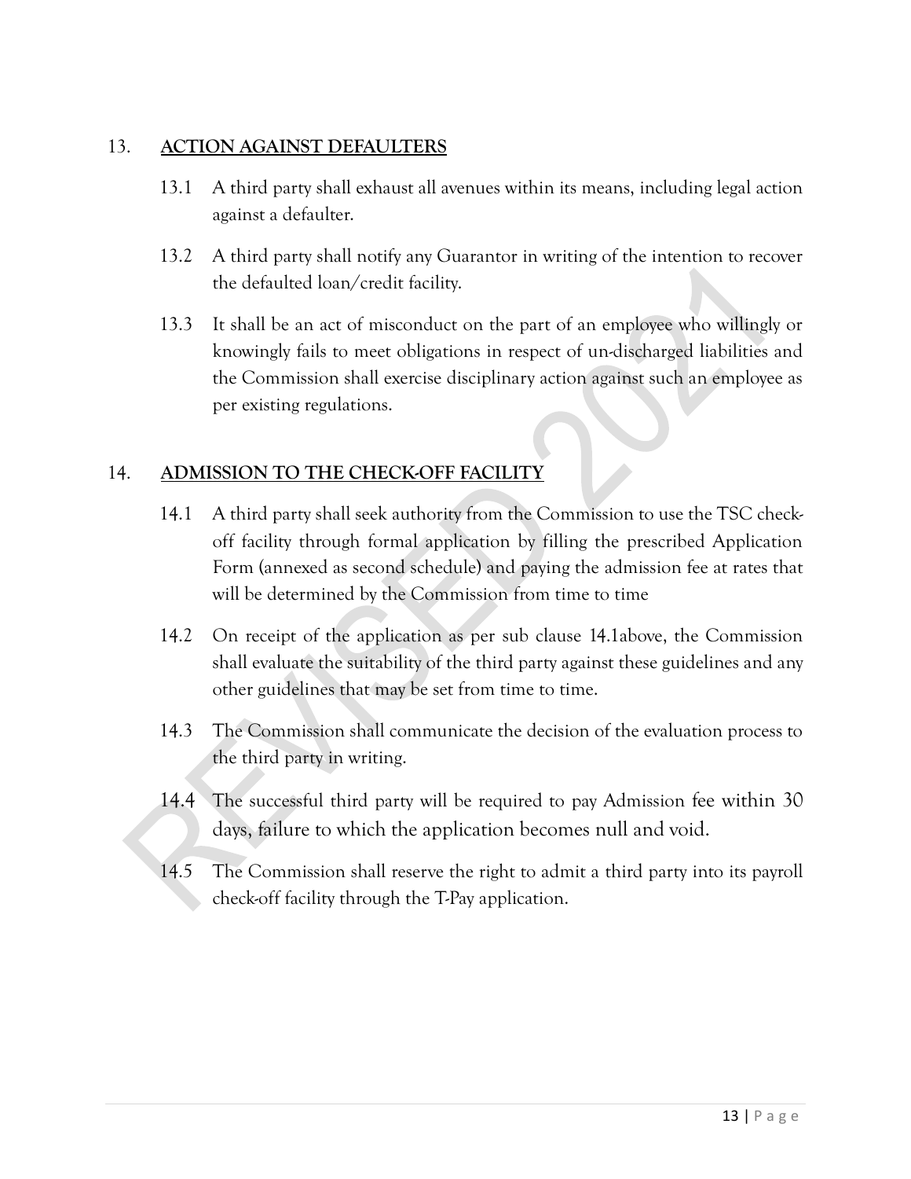## 13. ACTION AGAINST DEFAULTERS

13.1 A third party shall exhaust all avenues within its means, including legal action against a defaulter.

13.2 A third party shall notify any Guarantor in writing of the intention to recover the defaulted loan/credit facility.

13.3 It shall be an act of misconduct on the part of an employee who willingly or knowingly fails to meet obligations in respect of un-discharged liabilities and the Commission shall exercise disciplinary action against such an employee as per existing regulations.

## 14. ADMISSION TO THE CHECK-OFF FACILITY

14.1 A third party shall seek authority from the Commission to use the TSC check-off facility through formal application by filling the prescribed Application Form (annexed as second schedule) and paying the admission fee at rates that will be determined by the Commission from time to time

14.2 On receipt of the application as per sub clause 14.1above, the Commission shall evaluate the suitability of the third party against these guidelines and any other guidelines that may be set from time to time.

14.3 The Commission shall communicate the decision of the evaluation process to the third party in writing.

14.4 The successful third party will be required to pay Admission fee within 30 days, failure to which the application becomes null and void.

14.5 The Commission shall reserve the right to admit a third party into its payroll check-off facility through the T-Pay application.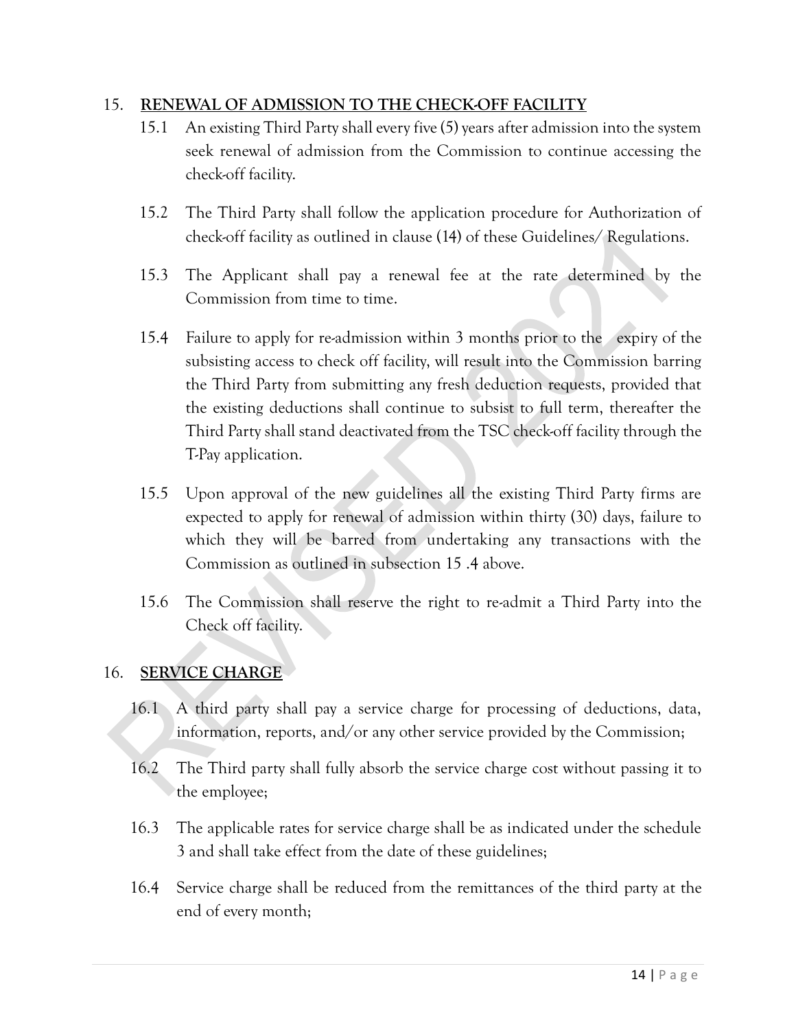## 15. RENEWAL OF ADMISSION TO THE CHECK-OFF FACILITY

15.1 An existing Third Party shall every five (5) years after admission into the system seek renewal of admission from the Commission to continue accessing the check-off facility.

15.2 The Third Party shall follow the application procedure for Authorization of check-off facility as outlined in clause (14) of these Guidelines/ Regulations.

15.3 The Applicant shall pay a renewal fee at the rate determined by the Commission from time to time.

15.4 Failure to apply for re-admission within 3 months prior to the expiry of the subsisting access to check off facility, will result into the Commission barring the Third Party from submitting any fresh deduction requests, provided that the existing deductions shall continue to subsist to full term, thereafter the Third Party shall stand deactivated from the TSC check-off facility through the T-Pay application.

15.5 Upon approval of the new guidelines all the existing Third Party firms are expected to apply for renewal of admission within thirty (30) days, failure to which they will be barred from undertaking any transactions with the Commission as outlined in subsection 15 .4 above.

15.6 The Commission shall reserve the right to re-admit a Third Party into the Check off facility.

## 16. SERVICE CHARGE

16.1 A third party shall pay a service charge for processing of deductions, data, information, reports, and/or any other service provided by the Commission;

16.2 The Third party shall fully absorb the service charge cost without passing it to the employee;

16.3 The applicable rates for service charge shall be as indicated under the schedule 3 and shall take effect from the date of these guidelines;

16.4 Service charge shall be reduced from the remittances of the third party at the end of every month;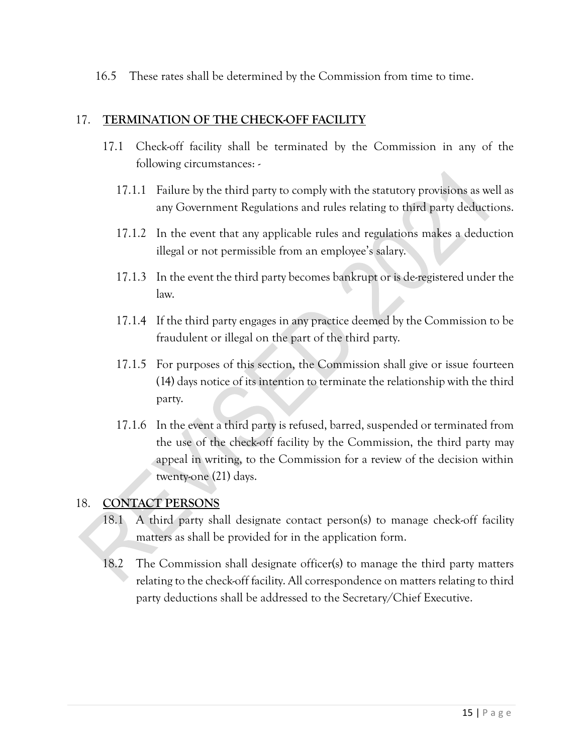16.5 These rates shall be determined by the Commission from time to time.

## 17. TERMINATION OF THE CHECK-OFF FACILITY

17.1 Check-off facility shall be terminated by the Commission in any of the following circumstances: -

17.1.1 Failure by the third party to comply with the statutory provisions as well as any Government Regulations and rules relating to third party deductions.

17.1.2 In the event that any applicable rules and regulations makes a deduction illegal or not permissible from an employee's salary.

17.1.3 In the event the third party becomes bankrupt or is de-registered under the law.

17.1.4 If the third party engages in any practice deemed by the Commission to be fraudulent or illegal on the part of the third party.

17.1.5 For purposes of this section, the Commission shall give or issue fourteen (14) days notice of its intention to terminate the relationship with the third party.

17.1.6 In the event a third party is refused, barred, suspended or terminated from the use of the check-off facility by the Commission, the third party may appeal in writing, to the Commission for a review of the decision within twenty-one (21) days.

## 18. CONTACT PERSONS

18.1 A third party shall designate contact person(s) to manage check-off facility matters as shall be provided for in the application form.

18.2 The Commission shall designate officer(s) to manage the third party matters relating to the check-off facility. All correspondence on matters relating to third party deductions shall be addressed to the Secretary/Chief Executive.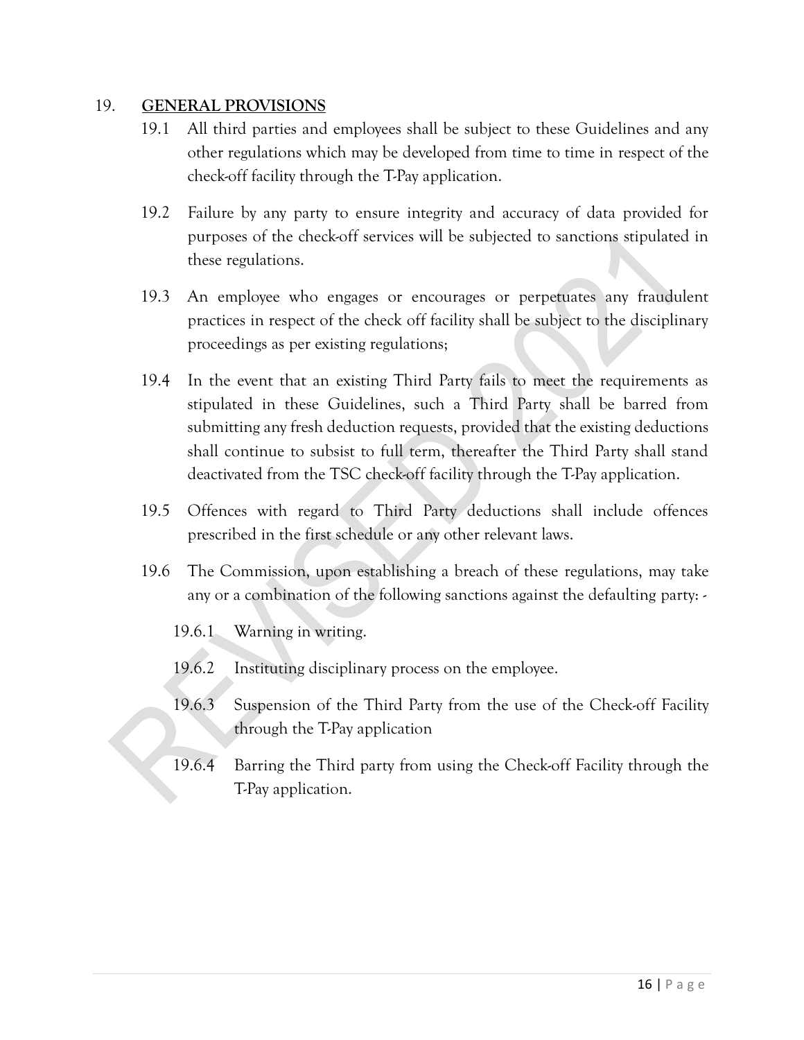## 19. **GENERAL PROVISIONS**

19.1 All third parties and employees shall be subject to these Guidelines and any other regulations which may be developed from time to time in respect of the check-off facility through the T-Pay application.

19.2 Failure by any party to ensure integrity and accuracy of data provided for purposes of the check-off services will be subjected to sanctions stipulated in these regulations.

19.3 An employee who engages or encourages or perpetuates any fraudulent practices in respect of the check off facility shall be subject to the disciplinary proceedings as per existing regulations;

19.4 In the event that an existing Third Party fails to meet the requirements as stipulated in these Guidelines, such a Third Party shall be barred from submitting any fresh deduction requests, provided that the existing deductions shall continue to subsist to full term, thereafter the Third Party shall stand deactivated from the TSC check-off facility through the T-Pay application.

19.5 Offences with regard to Third Party deductions shall include offences prescribed in the first schedule or any other relevant laws.

19.6 The Commission, upon establishing a breach of these regulations, may take any or a combination of the following sanctions against the defaulting party: -

19.6.1 Warning in writing.

19.6.2 Instituting disciplinary process on the employee.

19.6.3 Suspension of the Third Party from the use of the Check-off Facility through the T-Pay application

19.6.4 Barring the Third party from using the Check-off Facility through the T-Pay application.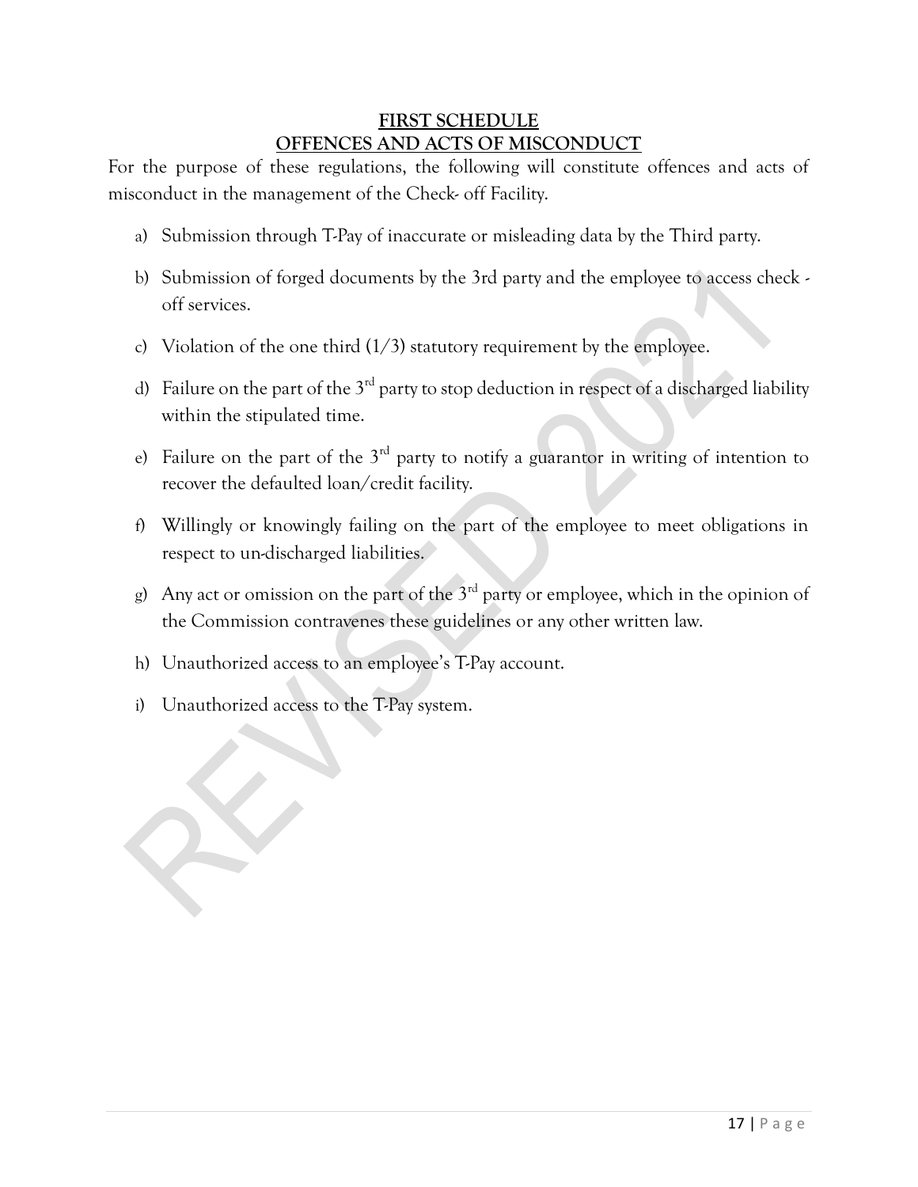## FIRST SCHEDULE
## OFFENCES AND ACTS OF MISCONDUCT

For the purpose of these regulations, the following will constitute offences and acts of misconduct in the management of the Check- off Facility.

a) Submission through T-Pay of inaccurate or misleading data by the Third party.

b) Submission of forged documents by the 3rd party and the employee to access check - off services.

c) Violation of the one third (1/3) statutory requirement by the employee.

d) Failure on the part of the 3rd party to stop deduction in respect of a discharged liability within the stipulated time.

e) Failure on the part of the 3rd party to notify a guarantor in writing of intention to recover the defaulted loan/credit facility.

f) Willingly or knowingly failing on the part of the employee to meet obligations in respect to un-discharged liabilities.

g) Any act or omission on the part of the 3rd party or employee, which in the opinion of the Commission contravenes these guidelines or any other written law.

h) Unauthorized access to an employee's T-Pay account.

i) Unauthorized access to the T-Pay system.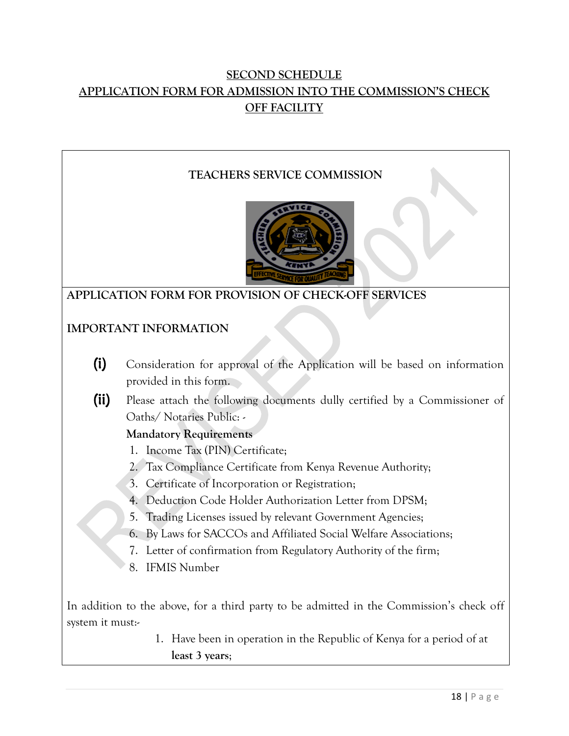**SECOND SCHEDULE**

**APPLICATION FORM FOR ADMISSION INTO THE COMMISSION'S CHECK OFF FACILITY**

**TEACHERS SERVICE COMMISSION**

**APPLICATION FORM FOR PROVISION OF CHECK-OFF SERVICES**

**IMPORTANT INFORMATION**

(i) Consideration for approval of the Application will be based on information provided in this form.

(ii) Please attach the following documents dully certified by a Commissioner of Oaths/ Notaries Public: -

**Mandatory Requirements**

1. Income Tax (PIN) Certificate;
2. Tax Compliance Certificate from Kenya Revenue Authority;
3. Certificate of Incorporation or Registration;
4. Deduction Code Holder Authorization Letter from DPSM;
5. Trading Licenses issued by relevant Government Agencies;
6. By Laws for SACCOs and Affiliated Social Welfare Associations;
7. Letter of confirmation from Regulatory Authority of the firm;
8. IFMIS Number

In addition to the above, for a third party to be admitted in the Commission's check off system it must:-

1. Have been in operation in the Republic of Kenya for a period of at **least 3 years**;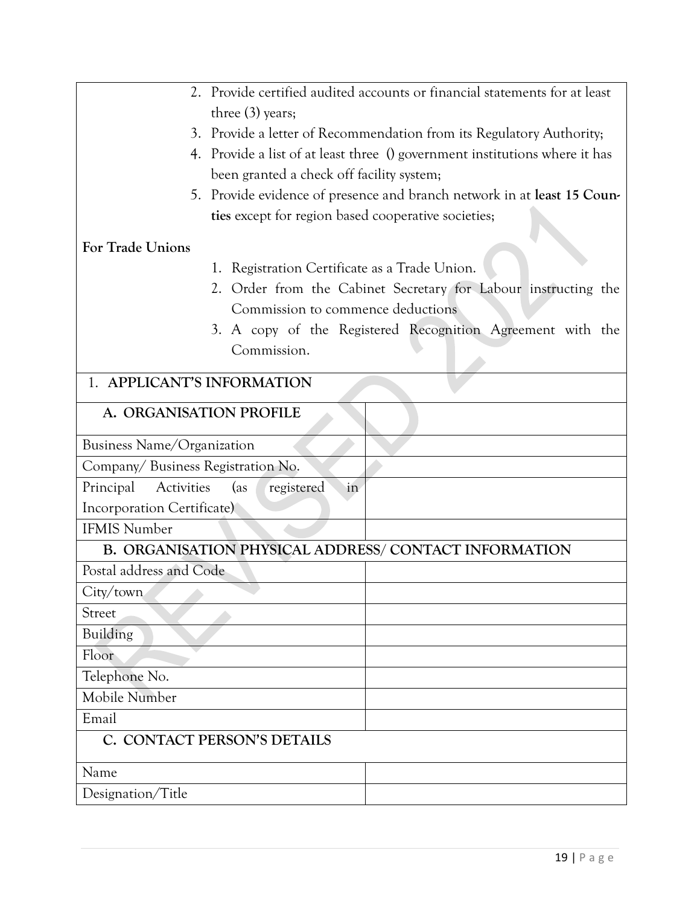2. Provide certified audited accounts or financial statements for at least three (3) years;
3. Provide a letter of Recommendation from its Regulatory Authority;
4. Provide a list of at least three () government institutions where it has been granted a check off facility system;
5. Provide evidence of presence and branch network in at **least 15 Counties** except for region based cooperative societies;

**For Trade Unions**

1. Registration Certificate as a Trade Union.
2. Order from the Cabinet Secretary for Labour instructing the Commission to commence deductions
3. A copy of the Registered Recognition Agreement with the Commission.

| 1. **APPLICANT'S INFORMATION** | |
|---|---|
| **A. ORGANISATION PROFILE** | |
| Business Name/Organization | |
| Company/ Business Registration No. | |
| Principal Activities (as registered in Incorporation Certificate) | |
| IFMIS Number | |
| **B. ORGANISATION PHYSICAL ADDRESS/ CONTACT INFORMATION** | |
| Postal address and Code | |
| City/town | |
| Street | |
| Building | |
| Floor | |
| Telephone No. | |
| Mobile Number | |
| Email | |
| **C. CONTACT PERSON'S DETAILS** | |
| Name | |
| Designation/Title | |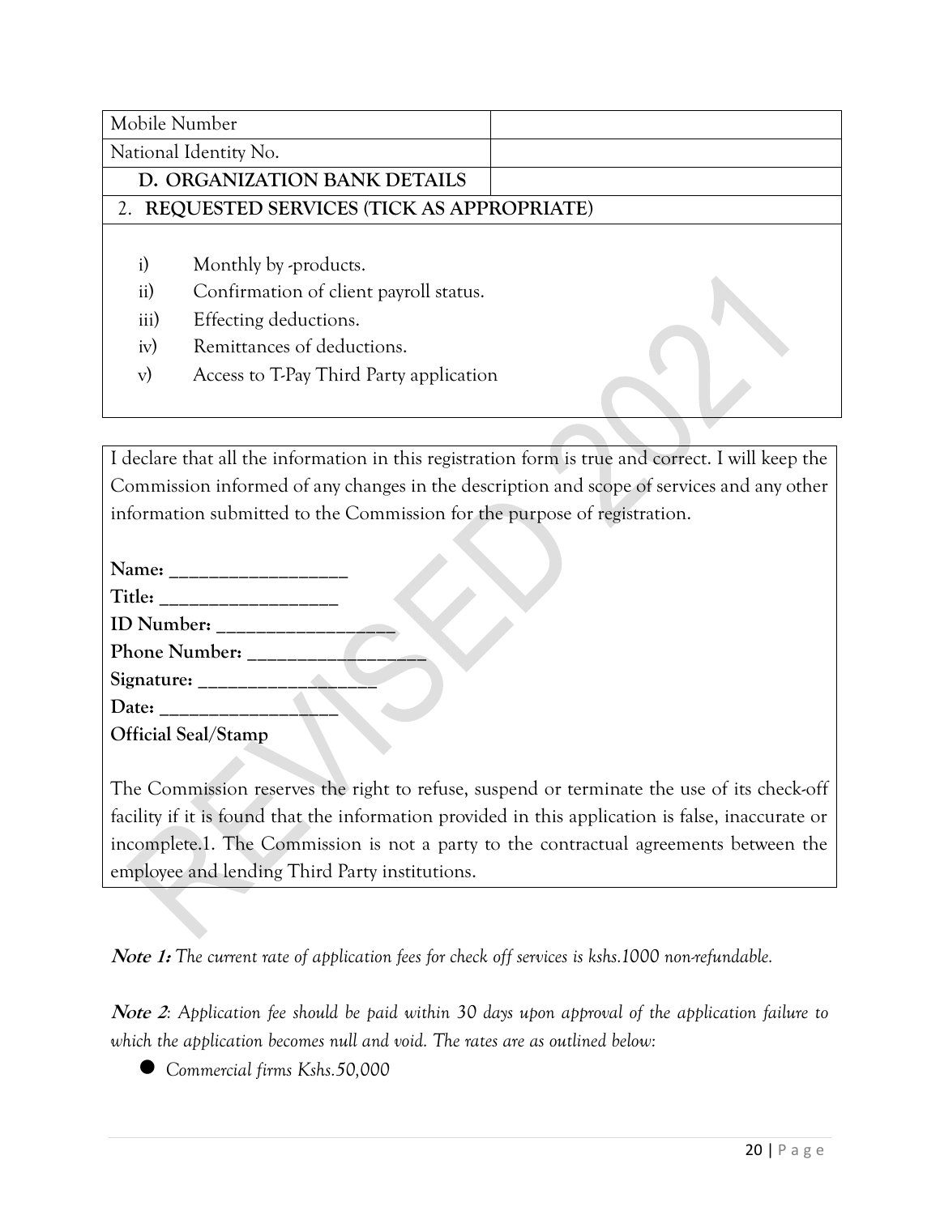| Mobile Number | |
|---|---|
| National Identity No. | |
| **D. ORGANIZATION BANK DETAILS** | |
| **2. REQUESTED SERVICES (TICK AS APPROPRIATE)** | |

i) Monthly by -products.
ii) Confirmation of client payroll status.
iii) Effecting deductions.
iv) Remittances of deductions.
v) Access to T-Pay Third Party application

I declare that all the information in this registration form is true and correct. I will keep the Commission informed of any changes in the description and scope of services and any other information submitted to the Commission for the purpose of registration.

**Name: ___________________**
**Title: ___________________**
**ID Number: ___________________**
**Phone Number: ___________________**
**Signature: ___________________**
**Date: ___________________**
**Official Seal/Stamp**

The Commission reserves the right to refuse, suspend or terminate the use of its check-off facility if it is found that the information provided in this application is false, inaccurate or incomplete.1. The Commission is not a party to the contractual agreements between the employee and lending Third Party institutions.

***Note 1:*** *The current rate of application fees for check off services is kshs.1000 non-refundable.*

***Note 2***: *Application fee should be paid within 30 days upon approval of the application failure to which the application becomes null and void. The rates are as outlined below:*

- *Commercial firms Kshs.50,000*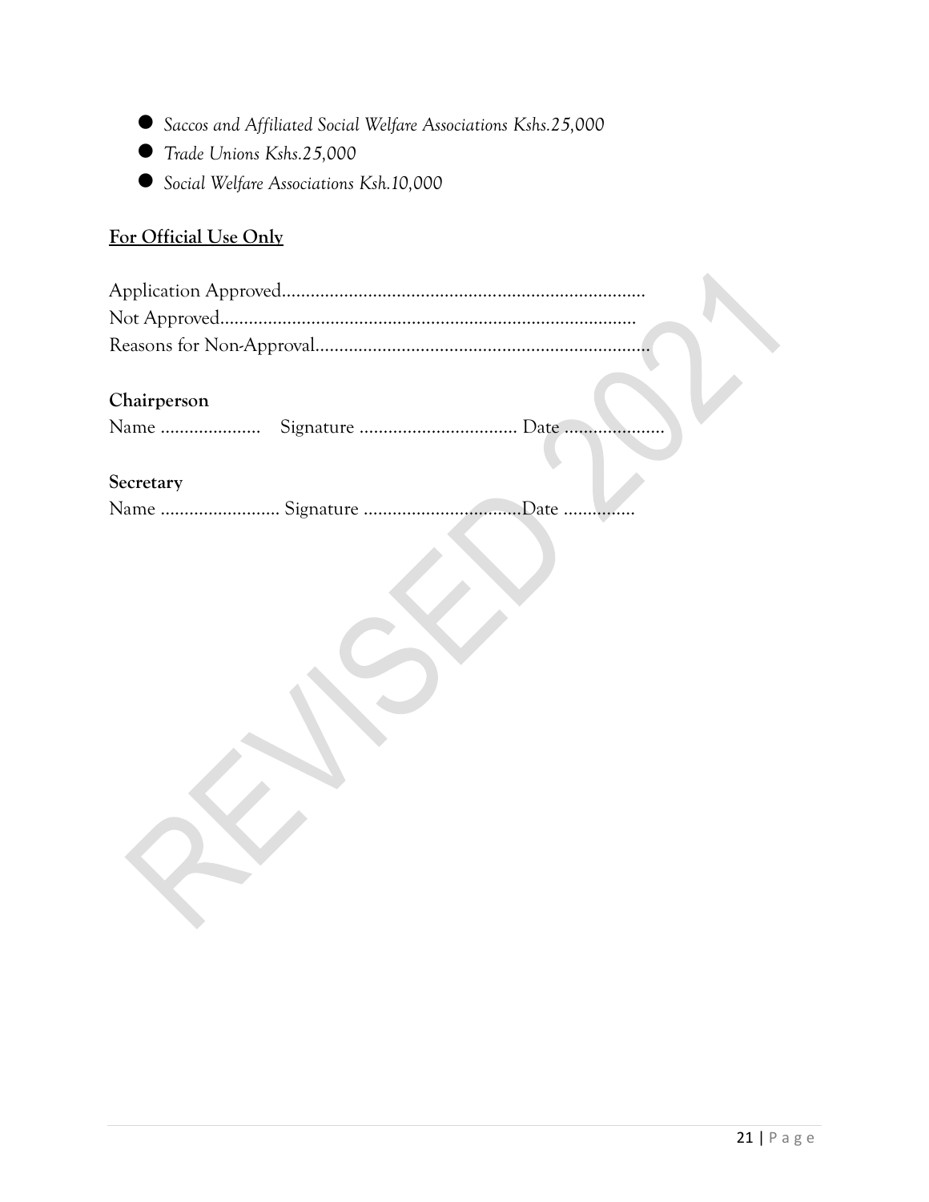- *Saccos and Affiliated Social Welfare Associations Kshs.25,000*
- *Trade Unions Kshs.25,000*
- *Social Welfare Associations Ksh.10,000*

**For Official Use Only**

Application Approved...........................................................................
Not Approved.....................................................................................
Reasons for Non-Approval.....................................................................

**Chairperson**

Name ..................... Signature ................................. Date .....................

**Secretary**

Name ......................... Signature .................................Date ...............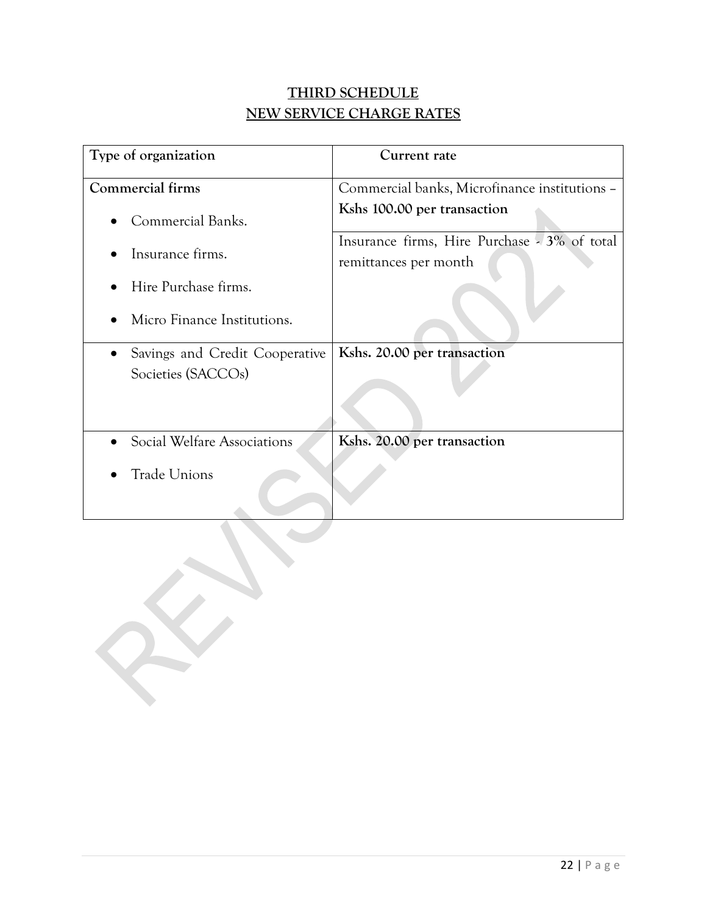# THIRD SCHEDULE

## NEW SERVICE CHARGE RATES

| Type of organization | Current rate |
|---|---|
| **Commercial firms**<br>• Commercial Banks.<br>• Insurance firms.<br>• Hire Purchase firms.<br>• Micro Finance Institutions. | Commercial banks, Microfinance institutions – **Kshs 100.00 per transaction**<br><br>Insurance firms, Hire Purchase - **3%** of total remittances per month |
| • Savings and Credit Cooperative Societies (SACCOs) | **Kshs. 20.00 per transaction** |
| • Social Welfare Associations<br>• Trade Unions | **Kshs. 20.00 per transaction** |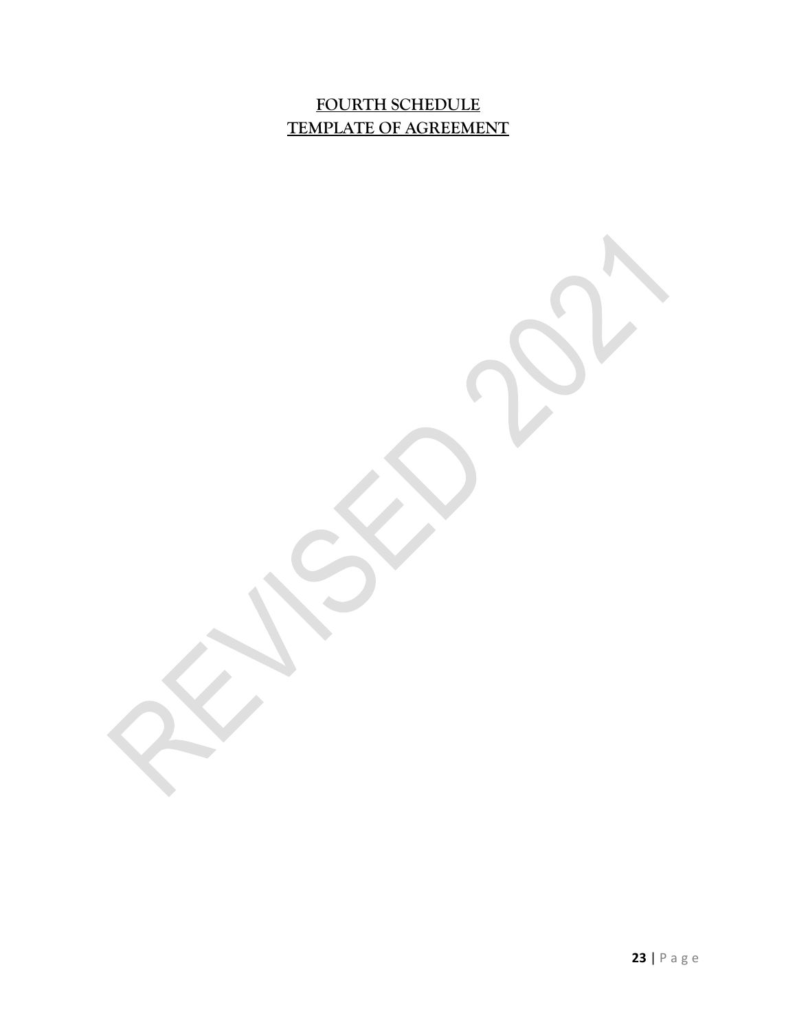# FOURTH SCHEDULE
# TEMPLATE OF AGREEMENT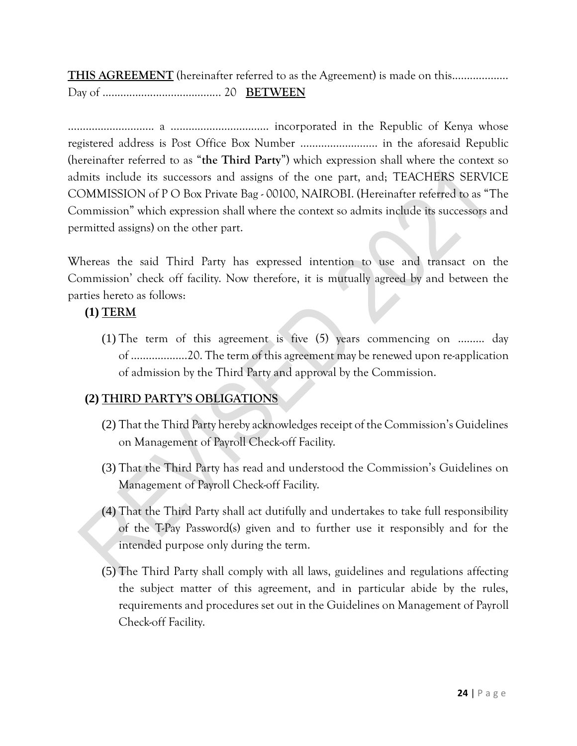**THIS AGREEMENT** (hereinafter referred to as the Agreement) is made on this………………. Day of …………………………………. 20 **BETWEEN**

……………………….. a …………………………… incorporated in the Republic of Kenya whose registered address is Post Office Box Number …………………….. in the aforesaid Republic (hereinafter referred to as "**the Third Party**") which expression shall where the context so admits include its successors and assigns of the one part, and; TEACHERS SERVICE COMMISSION of P O Box Private Bag - 00100, NAIROBI. (Hereinafter referred to as "The Commission" which expression shall where the context so admits include its successors and permitted assigns) on the other part.

Whereas the said Third Party has expressed intention to use and transact on the Commission' check off facility. Now therefore, it is mutually agreed by and between the parties hereto as follows:

**(1) TERM**

(1) The term of this agreement is five (5) years commencing on ……… day of ……………….20. The term of this agreement may be renewed upon re-application of admission by the Third Party and approval by the Commission.

**(2) THIRD PARTY'S OBLIGATIONS**

(2) That the Third Party hereby acknowledges receipt of the Commission's Guidelines on Management of Payroll Check-off Facility.

(3) That the Third Party has read and understood the Commission's Guidelines on Management of Payroll Check-off Facility.

(4) That the Third Party shall act dutifully and undertakes to take full responsibility of the T-Pay Password(s) given and to further use it responsibly and for the intended purpose only during the term.

(5) The Third Party shall comply with all laws, guidelines and regulations affecting the subject matter of this agreement, and in particular abide by the rules, requirements and procedures set out in the Guidelines on Management of Payroll Check-off Facility.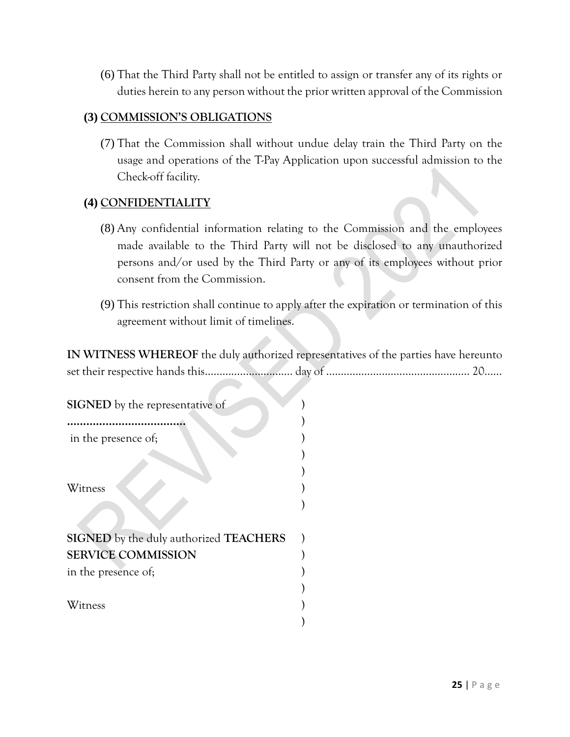(6) That the Third Party shall not be entitled to assign or transfer any of its rights or duties herein to any person without the prior written approval of the Commission

**(3) COMMISSION'S OBLIGATIONS**

(7) That the Commission shall without undue delay train the Third Party on the usage and operations of the T-Pay Application upon successful admission to the Check-off facility.

**(4) CONFIDENTIALITY**

(8) Any confidential information relating to the Commission and the employees made available to the Third Party will not be disclosed to any unauthorized persons and/or used by the Third Party or any of its employees without prior consent from the Commission.

(9) This restriction shall continue to apply after the expiration or termination of this agreement without limit of timelines.

**IN WITNESS WHEREOF** the duly authorized representatives of the parties have hereunto set their respective hands this.............................. day of ................................................ 20......

**SIGNED** by the representative of )
**....................................** )
in the presence of; )
)
)
Witness )
)

**SIGNED** by the duly authorized **TEACHERS SERVICE COMMISSION** )
)
in the presence of; )
)
Witness )
)